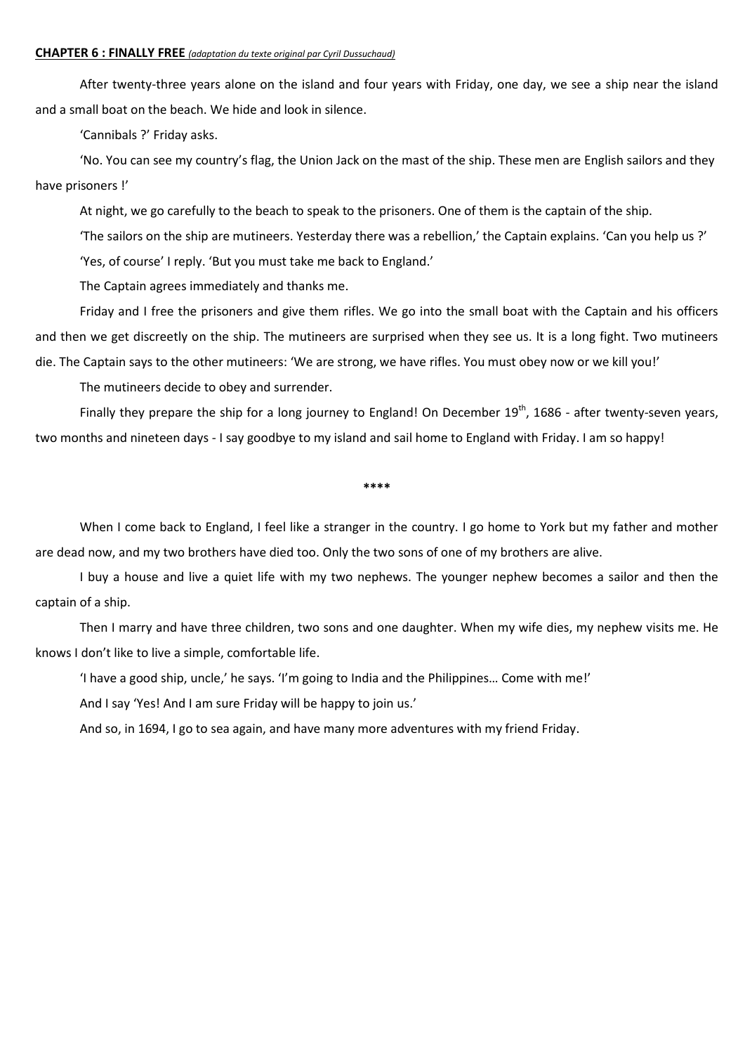**CHAPTER 6 : FINALLY FREE** *(adaptation du texte original par Cyril Dussuchaud)*

After twenty-three years alone on the island and four years with Friday, one day, we see a ship near the island and a small boat on the beach. We hide and look in silence.

'Cannibals ?' Friday asks.

'No. You can see my country's flag, the Union Jack on the mast of the ship. These men are English sailors and they have prisoners !'

At night, we go carefully to the beach to speak to the prisoners. One of them is the captain of the ship.

'The sailors on the ship are mutineers. Yesterday there was a rebellion,' the Captain explains. 'Can you help us ?'

'Yes, of course' I reply. 'But you must take me back to England.'

The Captain agrees immediately and thanks me.

Friday and I free the prisoners and give them rifles. We go into the small boat with the Captain and his officers and then we get discreetly on the ship. The mutineers are surprised when they see us. It is a long fight. Two mutineers die. The Captain says to the other mutineers: 'We are strong, we have rifles. You must obey now or we kill you!'

The mutineers decide to obey and surrender.

Finally they prepare the ship for a long journey to England! On December 19th, 1686 - after twenty-seven years, two months and nineteen days - I say goodbye to my island and sail home to England with Friday. I am so happy!

****

When I come back to England, I feel like a stranger in the country. I go home to York but my father and mother are dead now, and my two brothers have died too. Only the two sons of one of my brothers are alive.

I buy a house and live a quiet life with my two nephews. The younger nephew becomes a sailor and then the captain of a ship.

Then I marry and have three children, two sons and one daughter. When my wife dies, my nephew visits me. He knows I don't like to live a simple, comfortable life.

'I have a good ship, uncle,' he says. 'I'm going to India and the Philippines… Come with me!'

And I say 'Yes! And I am sure Friday will be happy to join us.'

And so, in 1694, I go to sea again, and have many more adventures with my friend Friday.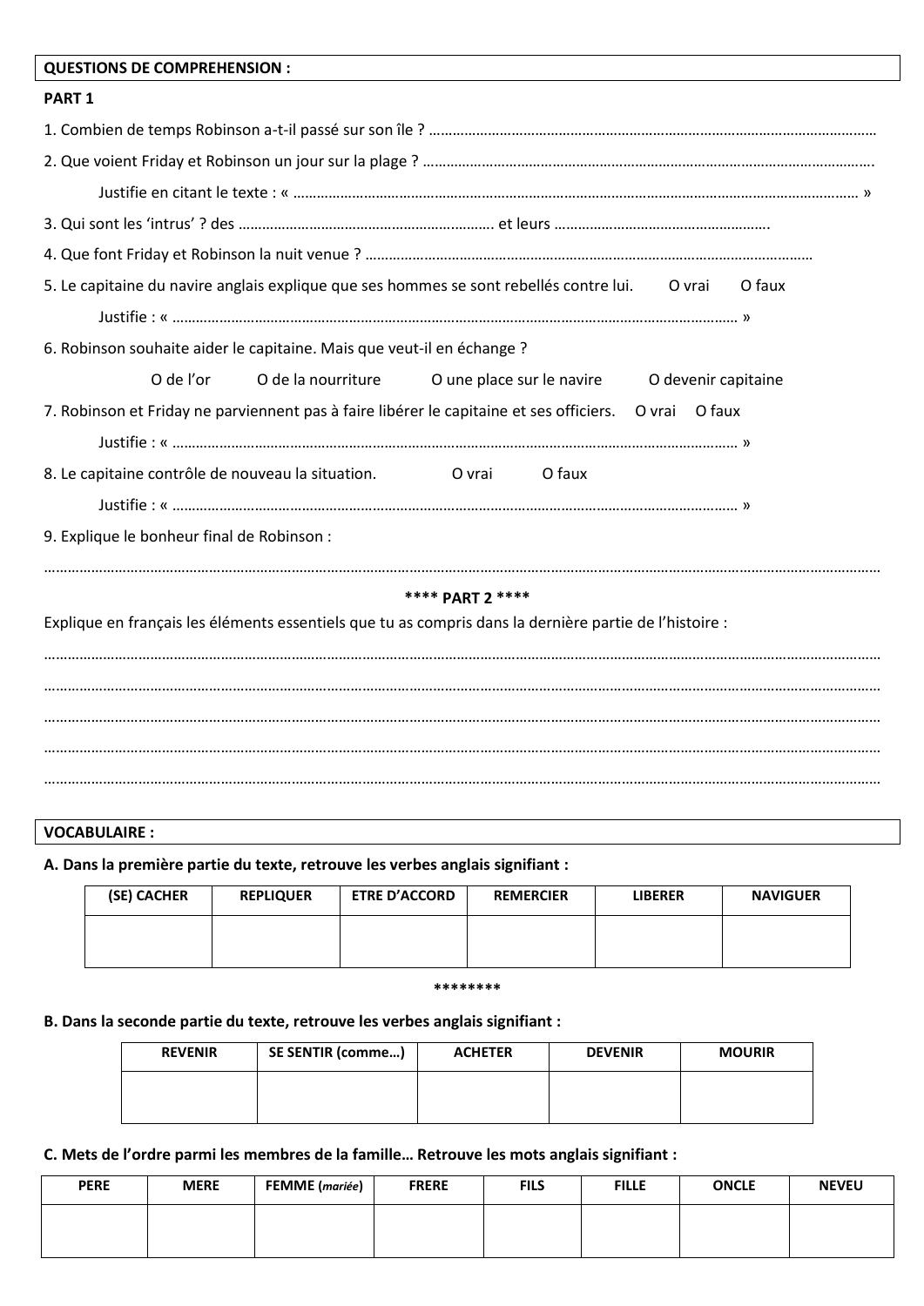**QUESTIONS DE COMPREHENSION :**

**PART 1**

1. Combien de temps Robinson a-t-il passé sur son île ? ……………………………………………………………………………………………………

2. Que voient Friday et Robinson un jour sur la plage ? ……………………………………………………………………………………………………

Justifie en citant le texte : « …………………………………………………………………………………………………………………………… »

3. Qui sont les 'intrus' ? des ………………………………………………………. et leurs ……………………………………………….

4. Que font Friday et Robinson la nuit venue ? ……………………………………………………………………………………………………

5. Le capitaine du navire anglais explique que ses hommes se sont rebellés contre lui. O vrai O faux

Justifie : « …………………………………………………………………………………………………………………………… »

6. Robinson souhaite aider le capitaine. Mais que veut-il en échange ?

O de l'or O de la nourriture O une place sur le navire O devenir capitaine

7. Robinson et Friday ne parviennent pas à faire libérer le capitaine et ses officiers. O vrai O faux

Justifie : « …………………………………………………………………………………………………………………………… »

8. Le capitaine contrôle de nouveau la situation. O vrai O faux

Justifie : « …………………………………………………………………………………………………………………………… »

9. Explique le bonheur final de Robinson :

……………………………………………………………………………………………………………………………………………………

**\*\*\*\* PART 2 \*\*\*\***

Explique en français les éléments essentiels que tu as compris dans la dernière partie de l'histoire :

……………………………………………………………………………………………………………………………………………………

……………………………………………………………………………………………………………………………………………………

……………………………………………………………………………………………………………………………………………………

……………………………………………………………………………………………………………………………………………………

……………………………………………………………………………………………………………………………………………………

**VOCABULAIRE :**

**A. Dans la première partie du texte, retrouve les verbes anglais signifiant :**

| (SE) CACHER | REPLIQUER | ETRE D'ACCORD | REMERCIER | LIBERER | NAVIGUER |
|---|---|---|---|---|---|
| | | | | | |

\*\*\*\*\*\*\*\*

**B. Dans la seconde partie du texte, retrouve les verbes anglais signifiant :**

| REVENIR | SE SENTIR (comme…) | ACHETER | DEVENIR | MOURIR |
|---|---|---|---|---|
| | | | | |

**C. Mets de l'ordre parmi les membres de la famille… Retrouve les mots anglais signifiant :**

| PERE | MERE | FEMME (*mariée*) | FRERE | FILS | FILLE | ONCLE | NEVEU |
|---|---|---|---|---|---|---|---|
| | | | | | | | |